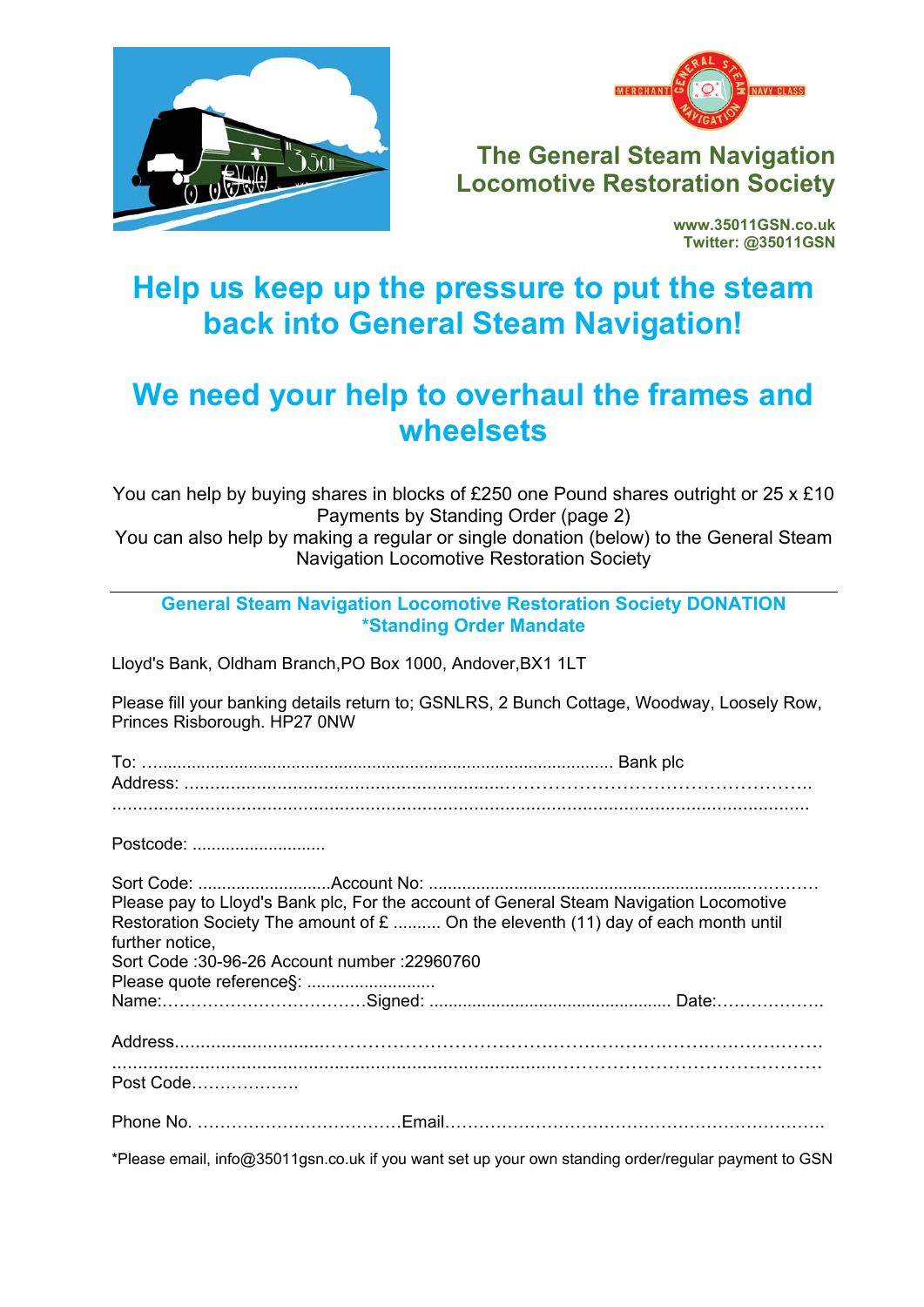# The General Steam Navigation Locomotive Restoration Society

**www.35011GSN.co.uk**
**Twitter: @35011GSN**

## Help us keep up the pressure to put the steam back into General Steam Navigation!

## We need your help to overhaul the frames and wheelsets

You can help by buying shares in blocks of £250 one Pound shares outright or 25 x £10 Payments by Standing Order (page 2)
You can also help by making a regular or single donation (below) to the General Steam Navigation Locomotive Restoration Society

---

### General Steam Navigation Locomotive Restoration Society DONATION *Standing Order Mandate

Lloyd's Bank, Oldham Branch,PO Box 1000, Andover,BX1 1LT

Please fill your banking details return to; GSNLRS, 2 Bunch Cottage, Woodway, Loosely Row, Princes Risborough. HP27 0NW

To: ........................................................................................................ Bank plc
Address: .........................................................................................................
.........................................................................................................................

Postcode: ............................

Sort Code: ............................Account No: ...............................................................
Please pay to Lloyd's Bank plc, For the account of General Steam Navigation Locomotive Restoration Society The amount of £ .......... On the eleventh (11) day of each month until further notice,
Sort Code :30-96-26 Account number :22960760
Please quote reference§: ...........................
Name:………………………………Signed: .................................................. Date:……………….

Address...........................................................................................................
.........................................................................................................................
Post Code……………….

Phone No. ………………………………Email…………………………………………………………

*Please email, info@35011gsn.co.uk if you want set up your own standing order/regular payment to GSN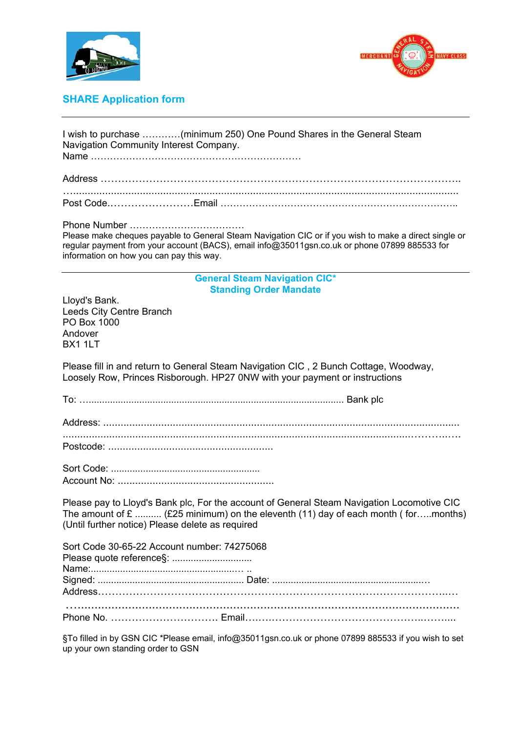## SHARE Application form

I wish to purchase …………(minimum 250) One Pound Shares in the General Steam Navigation Community Interest Company.
Name …………………………………………………………

Address ………………………………………………………………………………………..
…...........................................................................................................................
Post Code.……………………Email ………………………………………………………..

Phone Number ………………………………
Please make cheques payable to General Steam Navigation CIC or if you wish to make a direct single or regular payment from your account (BACS), email info@35011gsn.co.uk or phone 07899 885533 for information on how you can pay this way.

---

### General Steam Navigation CIC*
### Standing Order Mandate

Lloyd's Bank.
Leeds City Centre Branch
PO Box 1000
Andover
BX1 1LT

Please fill in and return to General Steam Navigation CIC , 2 Bunch Cottage, Woodway, Loosely Row, Princes Risborough. HP27 0NW with your payment or instructions

To: …............................................................................................... Bank plc

Address: ..........................................................................................................................
...........................................................................................................................…………
Postcode: ........................................................

Sort Code: .......................................................
Account No: .....................................................

Please pay to Lloyd's Bank plc, For the account of General Steam Navigation Locomotive CIC
The amount of £ .......... (£25 minimum) on the eleventh (11) day of each month ( for…..months) (Until further notice) Please delete as required

Sort Code 30-65-22 Account number: 74275068
Please quote reference§: .............................
Name:.....................................................… ..
Signed: ...................................................... Date: ........................................................…
Address………………………………………………………………………………………..…
…..................................................................................................................
Phone No. …………………………. Email…….……………………………………..……...

§To filled in by GSN CIC *Please email, info@35011gsn.co.uk or phone 07899 885533 if you wish to set up your own standing order to GSN